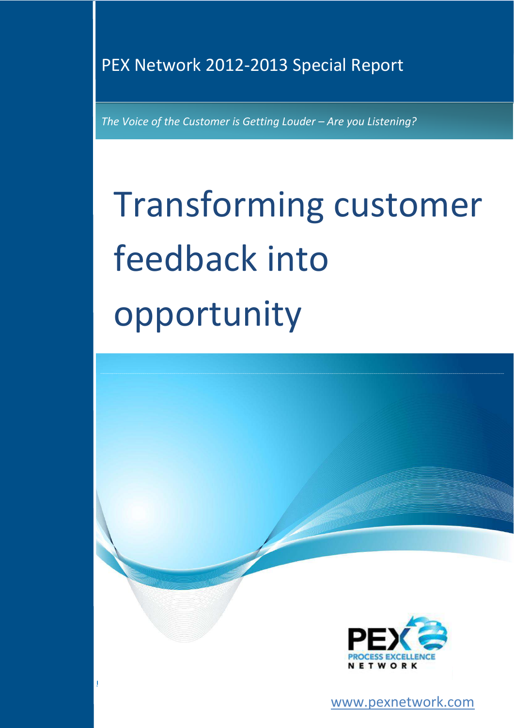PEX Network 2012-2013 Special Report

*The Voice of the Customer is Getting Louder – Are you Listening?*

# Transforming customer feedback into opportunity

PEX PROCESS EXCELLENCE NETWORK

www.pexnetwork.com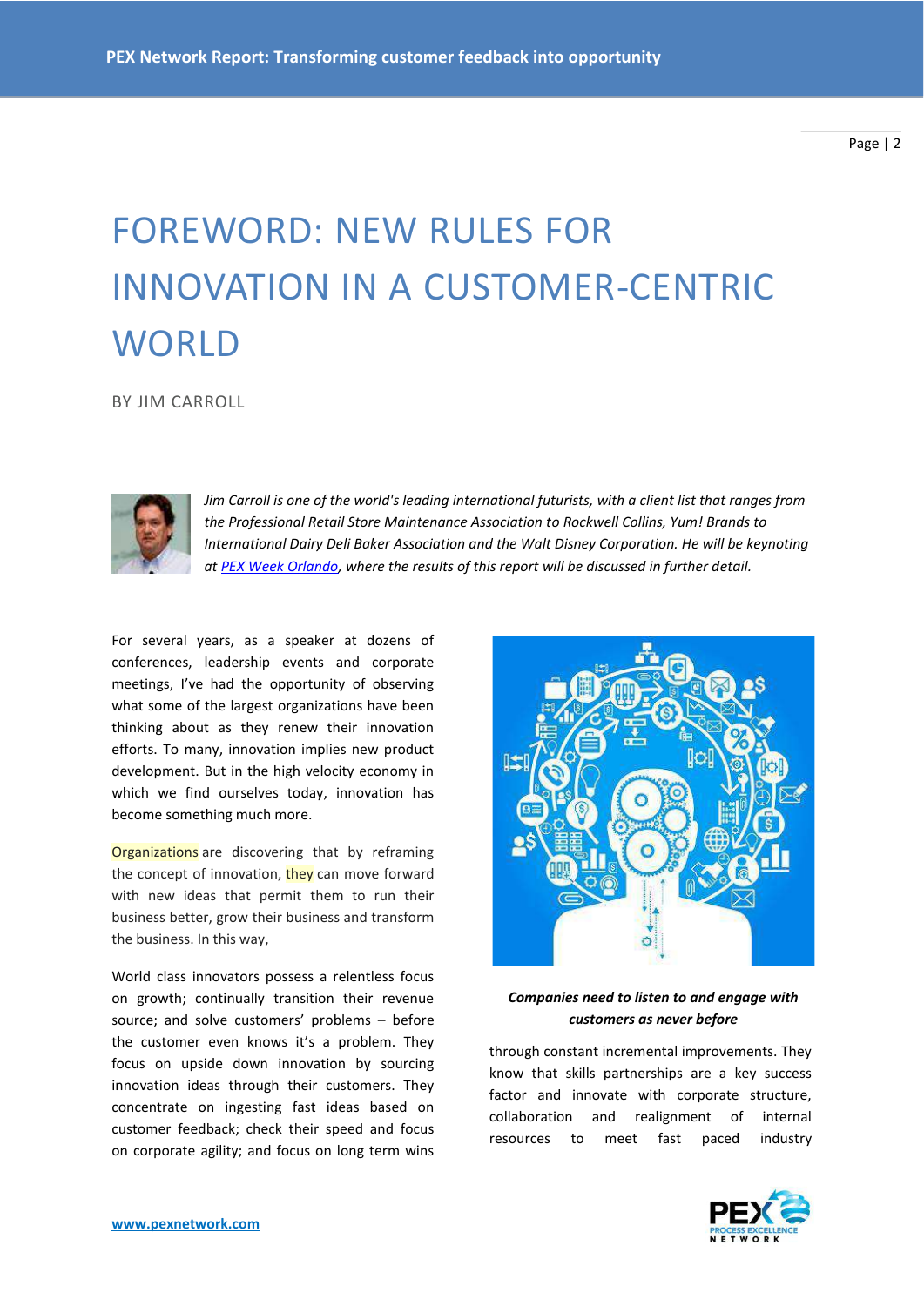# FOREWORD: NEW RULES FOR INNOVATION IN A CUSTOMER-CENTRIC WORLD

BY JIM CARROLL

*Jim Carroll is one of the world's leading international futurists, with a client list that ranges from the Professional Retail Store Maintenance Association to Rockwell Collins, Yum! Brands to International Dairy Deli Baker Association and the Walt Disney Corporation. He will be keynoting at [PEX Week Orlando](), where the results of this report will be discussed in further detail.*

For several years, as a speaker at dozens of conferences, leadership events and corporate meetings, I've had the opportunity of observing what some of the largest organizations have been thinking about as they renew their innovation efforts. To many, innovation implies new product development. But in the high velocity economy in which we find ourselves today, innovation has become something much more.

Organizations are discovering that by reframing the concept of innovation, they can move forward with new ideas that permit them to run their business better, grow their business and transform the business. In this way,

World class innovators possess a relentless focus on growth; continually transition their revenue source; and solve customers' problems – before the customer even knows it's a problem. They focus on upside down innovation by sourcing innovation ideas through their customers. They concentrate on ingesting fast ideas based on customer feedback; check their speed and focus on corporate agility; and focus on long term wins

***Companies need to listen to and engage with customers as never before***

through constant incremental improvements. They know that skills partnerships are a key success factor and innovate with corporate structure, collaboration and realignment of internal resources to meet fast paced industry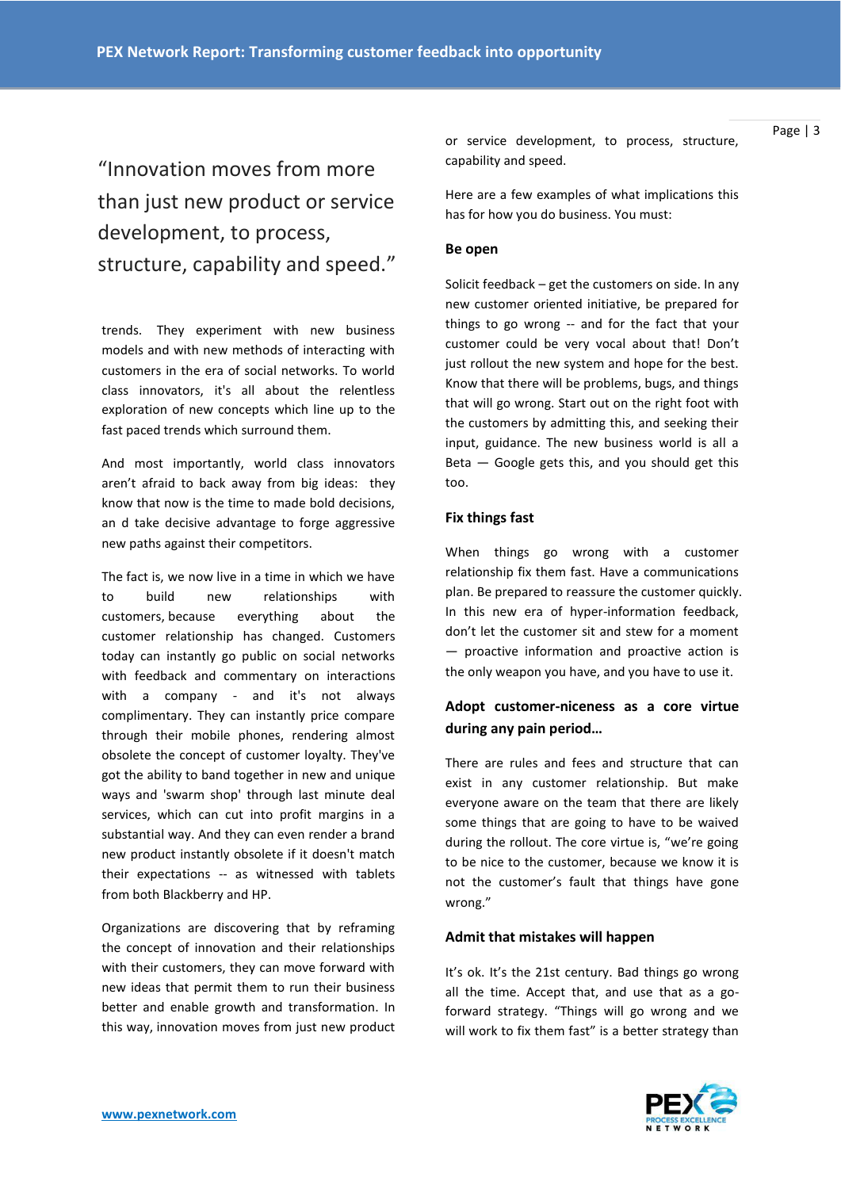> "Innovation moves from more than just new product or service development, to process, structure, capability and speed."

trends. They experiment with new business models and with new methods of interacting with customers in the era of social networks. To world class innovators, it's all about the relentless exploration of new concepts which line up to the fast paced trends which surround them.

And most importantly, world class innovators aren't afraid to back away from big ideas: they know that now is the time to made bold decisions, an d take decisive advantage to forge aggressive new paths against their competitors.

The fact is, we now live in a time in which we have to build new relationships with customers, because everything about the customer relationship has changed. Customers today can instantly go public on social networks with feedback and commentary on interactions with a company - and it's not always complimentary. They can instantly price compare through their mobile phones, rendering almost obsolete the concept of customer loyalty. They've got the ability to band together in new and unique ways and 'swarm shop' through last minute deal services, which can cut into profit margins in a substantial way. And they can even render a brand new product instantly obsolete if it doesn't match their expectations -- as witnessed with tablets from both Blackberry and HP.

Organizations are discovering that by reframing the concept of innovation and their relationships with their customers, they can move forward with new ideas that permit them to run their business better and enable growth and transformation. In this way, innovation moves from just new product or service development, to process, structure, capability and speed.

Here are a few examples of what implications this has for how you do business. You must:

### Be open

Solicit feedback – get the customers on side. In any new customer oriented initiative, be prepared for things to go wrong -- and for the fact that your customer could be very vocal about that! Don't just rollout the new system and hope for the best. Know that there will be problems, bugs, and things that will go wrong. Start out on the right foot with the customers by admitting this, and seeking their input, guidance. The new business world is all a Beta — Google gets this, and you should get this too.

### Fix things fast

When things go wrong with a customer relationship fix them fast. Have a communications plan. Be prepared to reassure the customer quickly. In this new era of hyper-information feedback, don't let the customer sit and stew for a moment — proactive information and proactive action is the only weapon you have, and you have to use it.

### Adopt customer-niceness as a core virtue during any pain period…

There are rules and fees and structure that can exist in any customer relationship. But make everyone aware on the team that there are likely some things that are going to have to be waived during the rollout. The core virtue is, "we're going to be nice to the customer, because we know it is not the customer's fault that things have gone wrong."

### Admit that mistakes will happen

It's ok. It's the 21st century. Bad things go wrong all the time. Accept that, and use that as a go-forward strategy. "Things will go wrong and we will work to fix them fast" is a better strategy than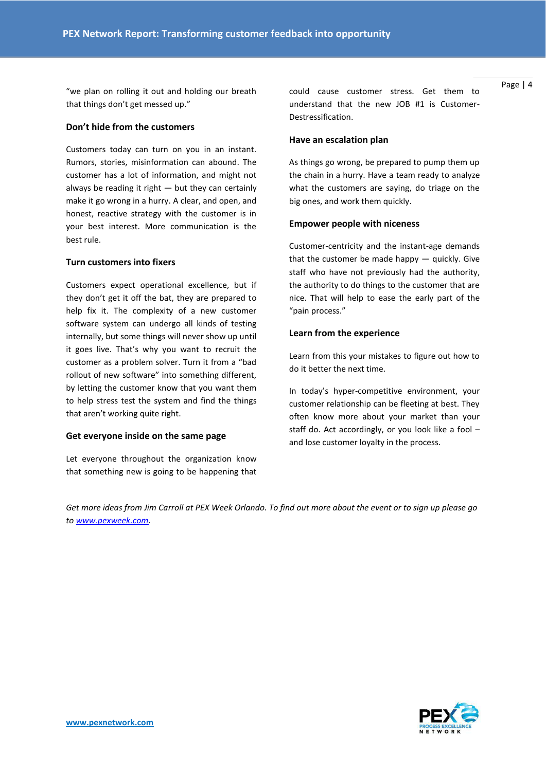"we plan on rolling it out and holding our breath that things don't get messed up."

### Don't hide from the customers

Customers today can turn on you in an instant. Rumors, stories, misinformation can abound. The customer has a lot of information, and might not always be reading it right — but they can certainly make it go wrong in a hurry. A clear, and open, and honest, reactive strategy with the customer is in your best interest. More communication is the best rule.

### Turn customers into fixers

Customers expect operational excellence, but if they don't get it off the bat, they are prepared to help fix it. The complexity of a new customer software system can undergo all kinds of testing internally, but some things will never show up until it goes live. That's why you want to recruit the customer as a problem solver. Turn it from a "bad rollout of new software" into something different, by letting the customer know that you want them to help stress test the system and find the things that aren't working quite right.

### Get everyone inside on the same page

Let everyone throughout the organization know that something new is going to be happening that could cause customer stress. Get them to understand that the new JOB #1 is Customer-Destressification.

### Have an escalation plan

As things go wrong, be prepared to pump them up the chain in a hurry. Have a team ready to analyze what the customers are saying, do triage on the big ones, and work them quickly.

### Empower people with niceness

Customer-centricity and the instant-age demands that the customer be made happy — quickly. Give staff who have not previously had the authority, the authority to do things to the customer that are nice. That will help to ease the early part of the "pain process."

### Learn from the experience

Learn from this your mistakes to figure out how to do it better the next time.

In today's hyper-competitive environment, your customer relationship can be fleeting at best. They often know more about your market than your staff do. Act accordingly, or you look like a fool – and lose customer loyalty in the process.

*Get more ideas from Jim Carroll at PEX Week Orlando. To find out more about the event or to sign up please go to [www.pexweek.com](http://www.pexweek.com).*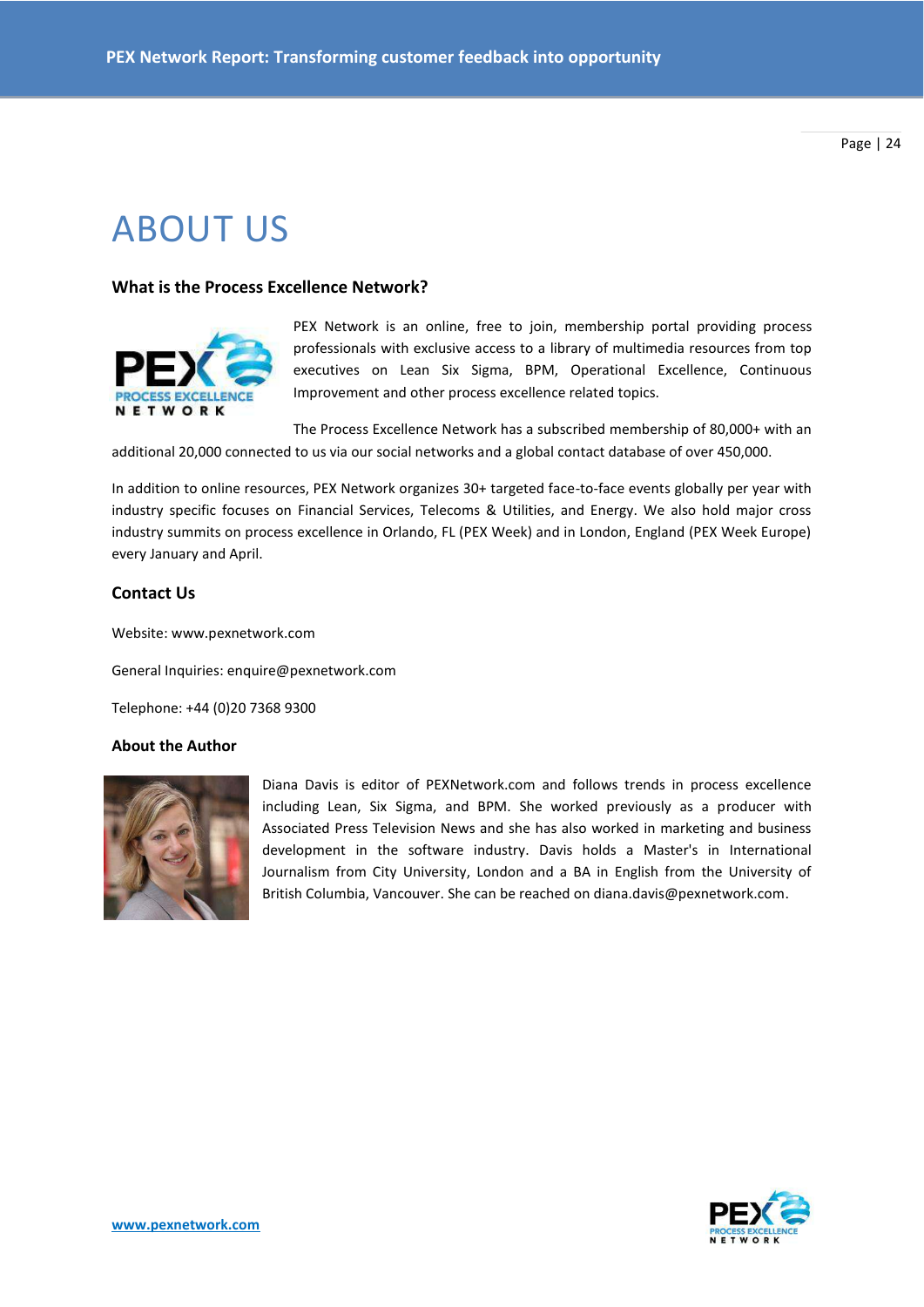# ABOUT US

### What is the Process Excellence Network?

PEX Network is an online, free to join, membership portal providing process professionals with exclusive access to a library of multimedia resources from top executives on Lean Six Sigma, BPM, Operational Excellence, Continuous Improvement and other process excellence related topics.

The Process Excellence Network has a subscribed membership of 80,000+ with an additional 20,000 connected to us via our social networks and a global contact database of over 450,000.

In addition to online resources, PEX Network organizes 30+ targeted face-to-face events globally per year with industry specific focuses on Financial Services, Telecoms & Utilities, and Energy. We also hold major cross industry summits on process excellence in Orlando, FL (PEX Week) and in London, England (PEX Week Europe) every January and April.

### Contact Us

Website: www.pexnetwork.com

General Inquiries: enquire@pexnetwork.com

Telephone: +44 (0)20 7368 9300

### About the Author

Diana Davis is editor of PEXNetwork.com and follows trends in process excellence including Lean, Six Sigma, and BPM. She worked previously as a producer with Associated Press Television News and she has also worked in marketing and business development in the software industry. Davis holds a Master's in International Journalism from City University, London and a BA in English from the University of British Columbia, Vancouver. She can be reached on diana.davis@pexnetwork.com.